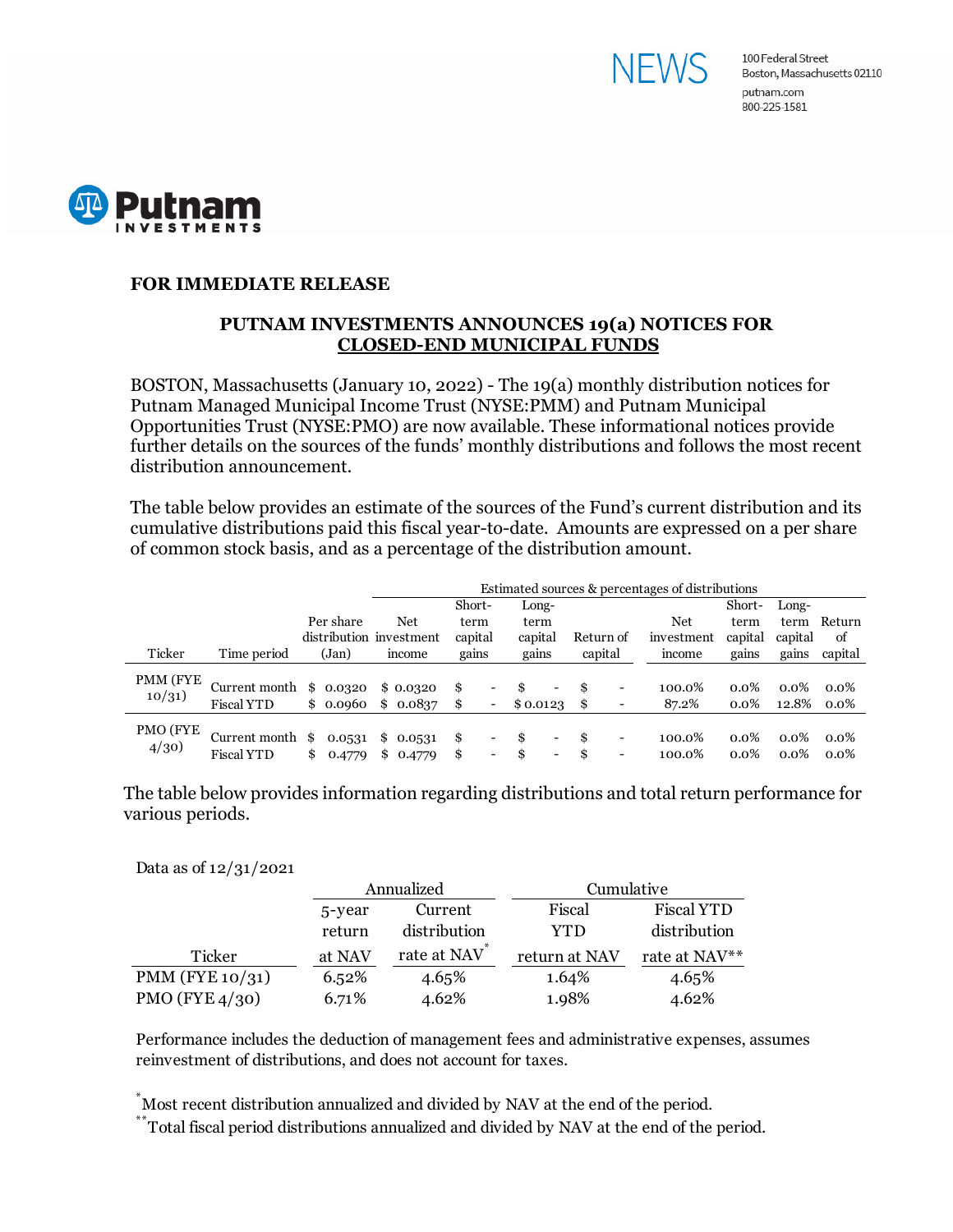NEWS

100 Federal Street
Boston, Massachusetts 02110
putnam.com
800-225-1581

Putnam INVESTMENTS

**FOR IMMEDIATE RELEASE**

**PUTNAM INVESTMENTS ANNOUNCES 19(a) NOTICES FOR CLOSED-END MUNICIPAL FUNDS**

BOSTON, Massachusetts (January 10, 2022) - The 19(a) monthly distribution notices for Putnam Managed Municipal Income Trust (NYSE:PMM) and Putnam Municipal Opportunities Trust (NYSE:PMO) are now available. These informational notices provide further details on the sources of the funds' monthly distributions and follows the most recent distribution announcement.

The table below provides an estimate of the sources of the Fund's current distribution and its cumulative distributions paid this fiscal year-to-date. Amounts are expressed on a per share of common stock basis, and as a percentage of the distribution amount.

| | | | Estimated sources & percentages of distributions | | | | | | | |
|---|---|---|---|---|---|---|---|---|---|---|
| Ticker | Time period | Per share distribution (Jan) | Net investment income | Short-term capital gains | Long-term capital gains | Return of capital | Net investment income | Short-term capital gains | Long-term capital gains | Return of capital |
| PMM (FYE 10/31) | Current month | $ 0.0320 | $ 0.0320 | $ - | $ - | $ - | 100.0% | 0.0% | 0.0% | 0.0% |
| | Fiscal YTD | $ 0.0960 | $ 0.0837 | $ - | $ 0.0123 | $ - | 87.2% | 0.0% | 12.8% | 0.0% |
| PMO (FYE 4/30) | Current month | $ 0.0531 | $ 0.0531 | $ - | $ - | $ - | 100.0% | 0.0% | 0.0% | 0.0% |
| | Fiscal YTD | $ 0.4779 | $ 0.4779 | $ - | $ - | $ - | 100.0% | 0.0% | 0.0% | 0.0% |

The table below provides information regarding distributions and total return performance for various periods.

Data as of 12/31/2021

| | Annualized | | Cumulative | |
|---|---|---|---|---|
| Ticker | 5-year return at NAV | Current distribution rate at NAV* | Fiscal YTD return at NAV | Fiscal YTD distribution rate at NAV** |
| PMM (FYE 10/31) | 6.52% | 4.65% | 1.64% | 4.65% |
| PMO (FYE 4/30) | 6.71% | 4.62% | 1.98% | 4.62% |

Performance includes the deduction of management fees and administrative expenses, assumes reinvestment of distributions, and does not account for taxes.

*Most recent distribution annualized and divided by NAV at the end of the period.

**Total fiscal period distributions annualized and divided by NAV at the end of the period.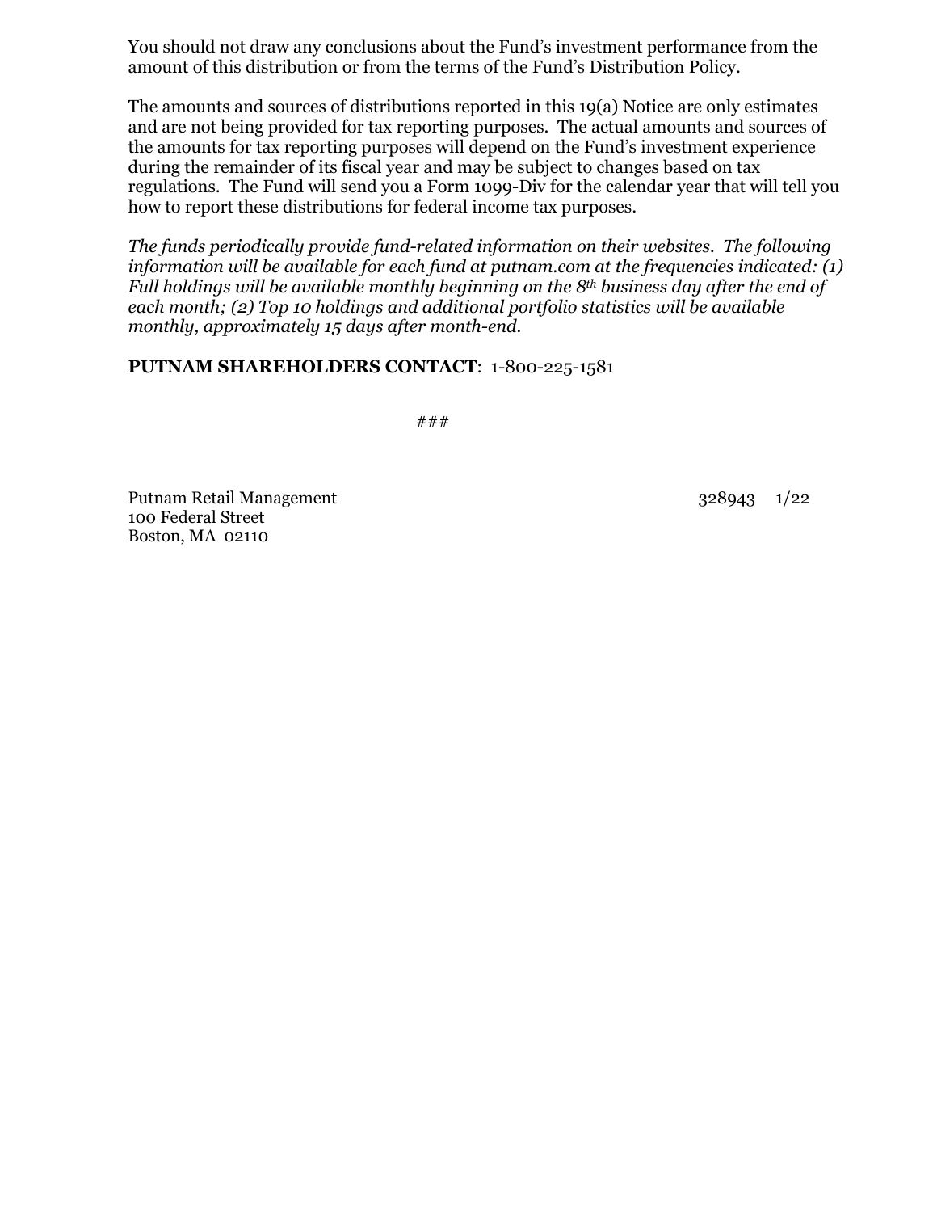You should not draw any conclusions about the Fund's investment performance from the amount of this distribution or from the terms of the Fund's Distribution Policy.

The amounts and sources of distributions reported in this 19(a) Notice are only estimates and are not being provided for tax reporting purposes. The actual amounts and sources of the amounts for tax reporting purposes will depend on the Fund's investment experience during the remainder of its fiscal year and may be subject to changes based on tax regulations. The Fund will send you a Form 1099-Div for the calendar year that will tell you how to report these distributions for federal income tax purposes.

*The funds periodically provide fund-related information on their websites. The following information will be available for each fund at putnam.com at the frequencies indicated: (1) Full holdings will be available monthly beginning on the 8th business day after the end of each month; (2) Top 10 holdings and additional portfolio statistics will be available monthly, approximately 15 days after month-end.*

**PUTNAM SHAREHOLDERS CONTACT**: 1-800-225-1581

###

Putnam Retail Management
100 Federal Street
Boston, MA 02110

328943 1/22